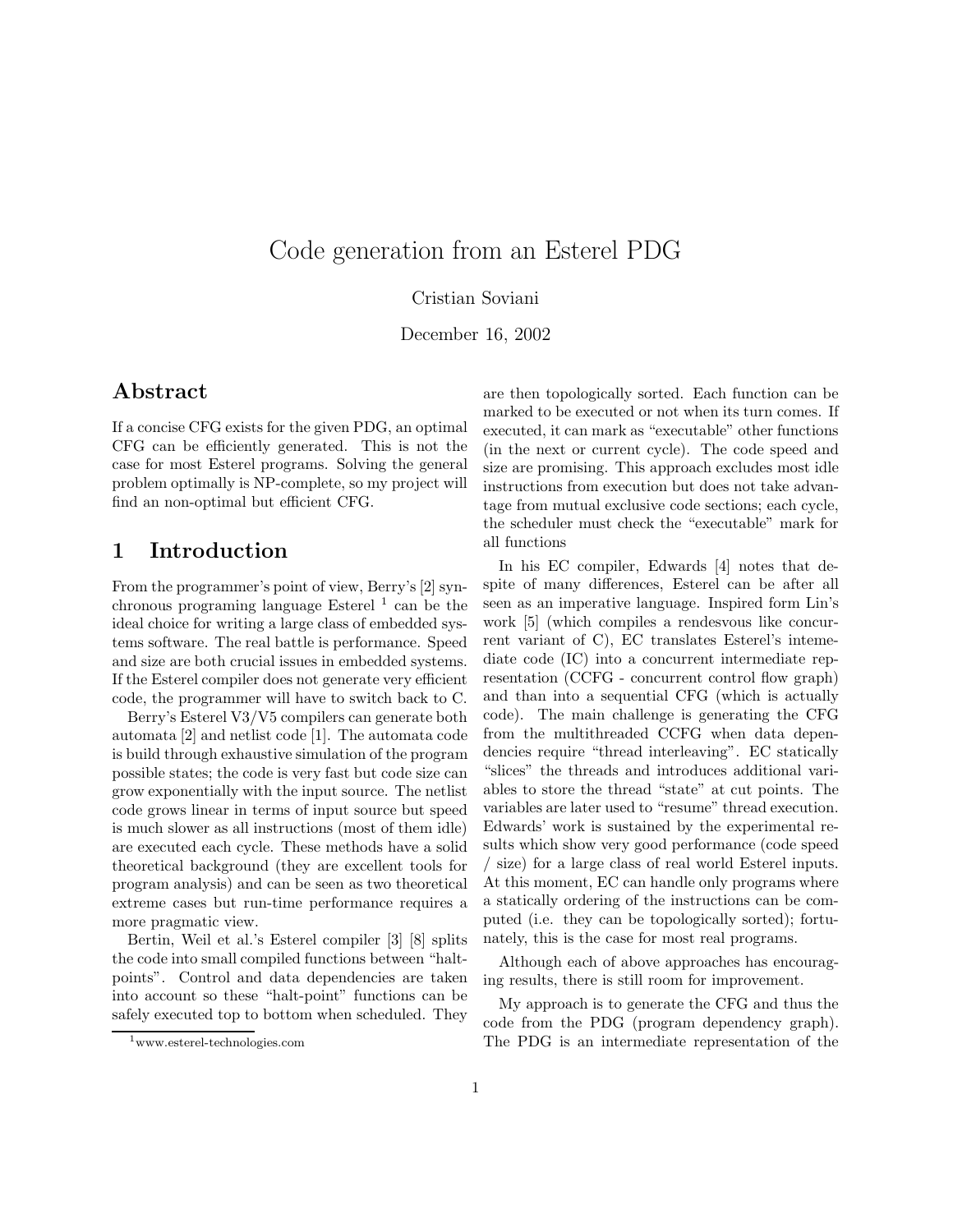# Code generation from an Esterel PDG

Cristian Soviani

December 16, 2002

## Abstract

If a concise CFG exists for the given PDG, an optimal CFG can be efficiently generated. This is not the case for most Esterel programs. Solving the general problem optimally is NP-complete, so my project will find an non-optimal but efficient CFG.

## 1 Introduction

From the programmer's point of view, Berry's [2] synchronous programing language Esterel [1] can be the ideal choice for writing a large class of embedded systems software. The real battle is performance. Speed and size are both crucial issues in embedded systems. If the Esterel compiler does not generate very efficient code, the programmer will have to switch back to C.

Berry's Esterel V3/V5 compilers can generate both automata [2] and netlist code [1]. The automata code is build through exhaustive simulation of the program possible states; the code is very fast but code size can grow exponentially with the input source. The netlist code grows linear in terms of input source but speed is much slower as all instructions (most of them idle) are executed each cycle. These methods have a solid theoretical background (they are excellent tools for program analysis) and can be seen as two theoretical extreme cases but run-time performance requires a more pragmatic view.

Bertin, Weil et al.'s Esterel compiler [3] [8] splits the code into small compiled functions between "halt-points". Control and data dependencies are taken into account so these "halt-point" functions can be safely executed top to bottom when scheduled. They are then topologically sorted. Each function can be marked to be executed or not when its turn comes. If executed, it can mark as "executable" other functions (in the next or current cycle). The code speed and size are promising. This approach excludes most idle instructions from execution but does not take advantage from mutual exclusive code sections; each cycle, the scheduler must check the "executable" mark for all functions

In his EC compiler, Edwards [4] notes that despite of many differences, Esterel can be after all seen as an imperative language. Inspired form Lin's work [5] (which compiles a rendesvous like concurrent variant of C), EC translates Esterel's intemediate code (IC) into a concurrent intermediate representation (CCFG - concurrent control flow graph) and than into a sequential CFG (which is actually code). The main challenge is generating the CFG from the multithreaded CCFG when data dependencies require "thread interleaving". EC statically "slices" the threads and introduces additional variables to store the thread "state" at cut points. The variables are later used to "resume" thread execution. Edwards' work is sustained by the experimental results which show very good performance (code speed / size) for a large class of real world Esterel inputs. At this moment, EC can handle only programs where a statically ordering of the instructions can be computed (i.e. they can be topologically sorted); fortunately, this is the case for most real programs.

Although each of above approaches has encouraging results, there is still room for improvement.

My approach is to generate the CFG and thus the code from the PDG (program dependency graph). The PDG is an intermediate representation of the

[1] www.esterel-technologies.com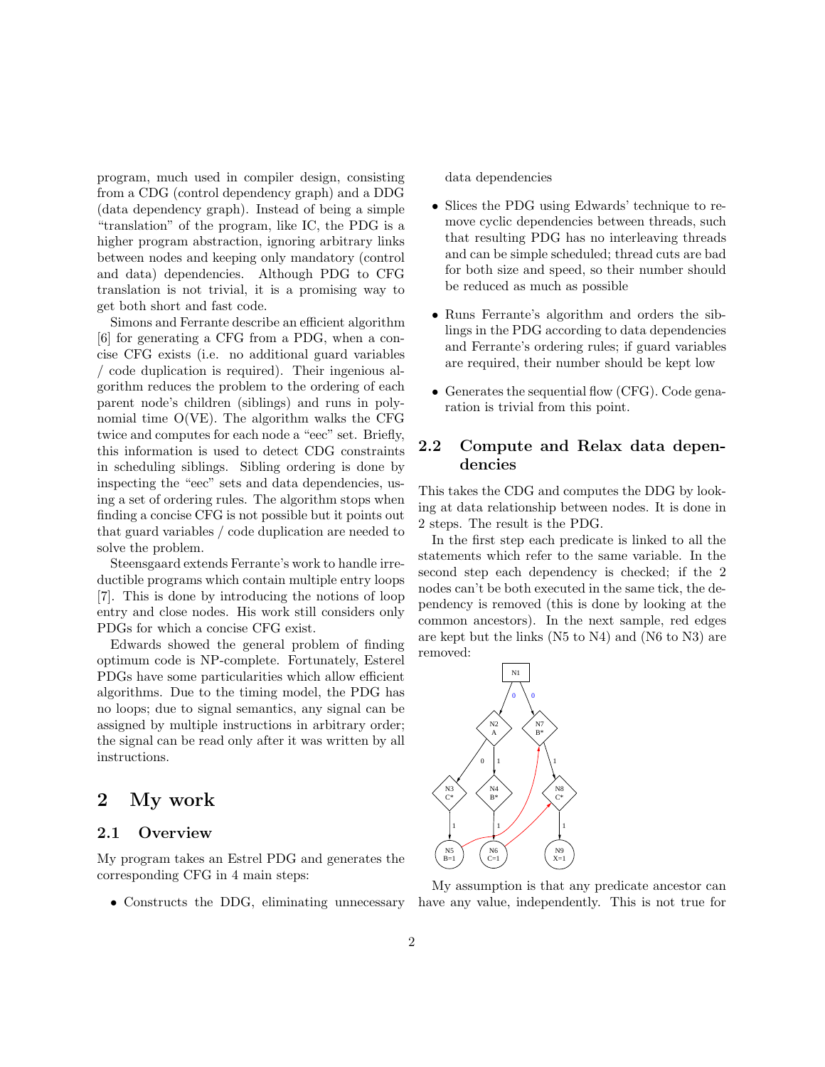program, much used in compiler design, consisting from a CDG (control dependency graph) and a DDG (data dependency graph). Instead of being a simple "translation" of the program, like IC, the PDG is a higher program abstraction, ignoring arbitrary links between nodes and keeping only mandatory (control and data) dependencies. Although PDG to CFG translation is not trivial, it is a promising way to get both short and fast code.

Simons and Ferrante describe an efficient algorithm [6] for generating a CFG from a PDG, when a concise CFG exists (i.e. no additional guard variables / code duplication is required). Their ingenious algorithm reduces the problem to the ordering of each parent node's children (siblings) and runs in polynomial time O(VE). The algorithm walks the CFG twice and computes for each node a "eec" set. Briefly, this information is used to detect CDG constraints in scheduling siblings. Sibling ordering is done by inspecting the "eec" sets and data dependencies, using a set of ordering rules. The algorithm stops when finding a concise CFG is not possible but it points out that guard variables / code duplication are needed to solve the problem.

Steensgaard extends Ferrante's work to handle irreductible programs which contain multiple entry loops [7]. This is done by introducing the notions of loop entry and close nodes. His work still considers only PDGs for which a concise CFG exist.

Edwards showed the general problem of finding optimum code is NP-complete. Fortunately, Esterel PDGs have some particularities which allow efficient algorithms. Due to the timing model, the PDG has no loops; due to signal semantics, any signal can be assigned by multiple instructions in arbitrary order; the signal can be read only after it was written by all instructions.

# 2 My work

## 2.1 Overview

My program takes an Estrel PDG and generates the corresponding CFG in 4 main steps:

- Constructs the DDG, eliminating unnecessary data dependencies
- Slices the PDG using Edwards' technique to remove cyclic dependencies between threads, such that resulting PDG has no interleaving threads and can be simple scheduled; thread cuts are bad for both size and speed, so their number should be reduced as much as possible
- Runs Ferrante's algorithm and orders the siblings in the PDG according to data dependencies and Ferrante's ordering rules; if guard variables are required, their number should be kept low
- Generates the sequential flow (CFG). Code genaration is trivial from this point.

## 2.2 Compute and Relax data dependencies

This takes the CDG and computes the DDG by looking at data relationship between nodes. It is done in 2 steps. The result is the PDG.

In the first step each predicate is linked to all the statements which refer to the same variable. In the second step each dependency is checked; if the 2 nodes can't be both executed in the same tick, the dependency is removed (this is done by looking at the common ancestors). In the next sample, red edges are kept but the links (N5 to N4) and (N6 to N3) are removed:

My assumption is that any predicate ancestor can have any value, independently. This is not true for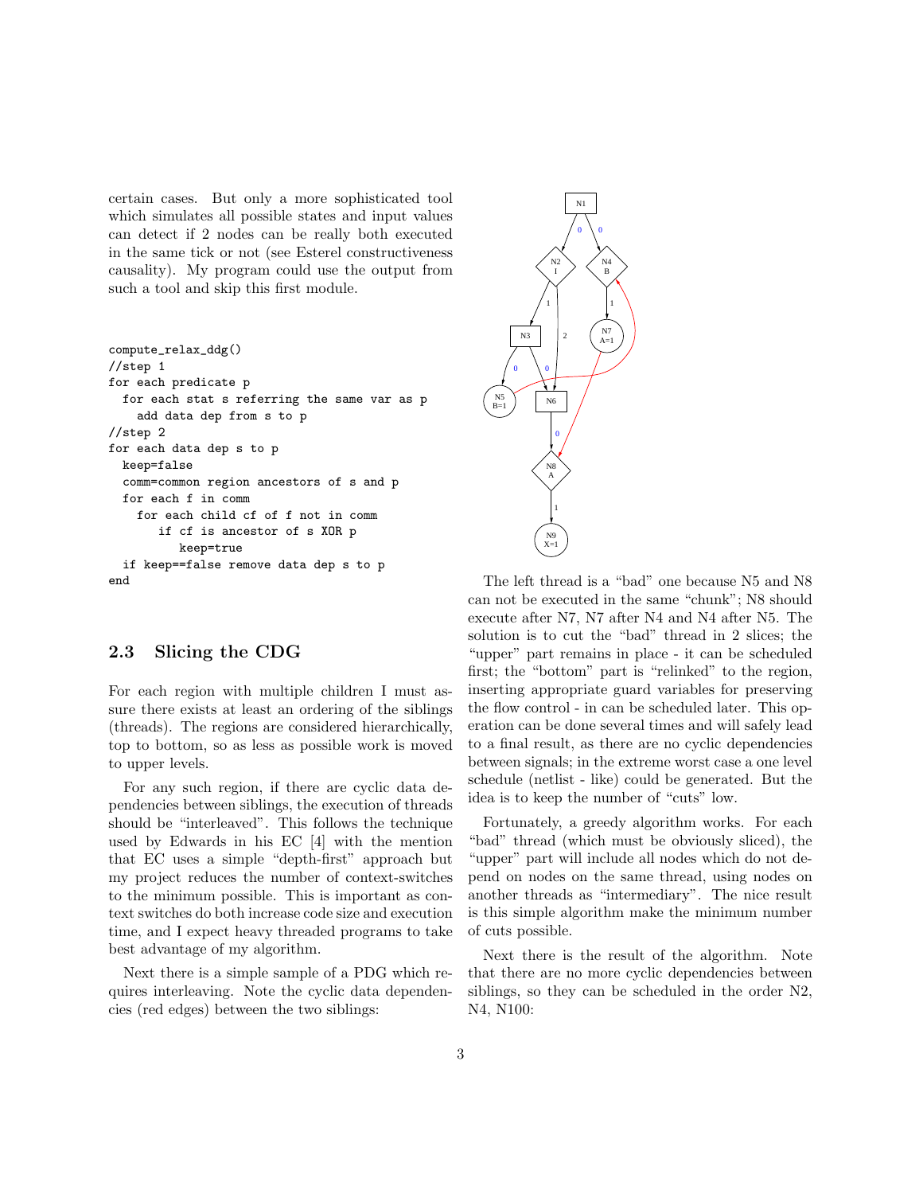certain cases. But only a more sophisticated tool which simulates all possible states and input values can detect if 2 nodes can be really both executed in the same tick or not (see Esterel constructiveness causality). My program could use the output from such a tool and skip this first module.

```
compute_relax_ddg()
//step 1
for each predicate p
  for each stat s referring the same var as p
    add data dep from s to p
//step 2
for each data dep s to p
  keep=false
  comm=common region ancestors of s and p
  for each f in comm
    for each child cf of f not in comm
       if cf is ancestor of s XOR p
          keep=true
  if keep==false remove data dep s to p
end
```

## 2.3 Slicing the CDG

For each region with multiple children I must assure there exists at least an ordering of the siblings (threads). The regions are considered hierarchically, top to bottom, so as less as possible work is moved to upper levels.

For any such region, if there are cyclic data dependencies between siblings, the execution of threads should be "interleaved". This follows the technique used by Edwards in his EC [4] with the mention that EC uses a simple "depth-first" approach but my project reduces the number of context-switches to the minimum possible. This is important as context switches do both increase code size and execution time, and I expect heavy threaded programs to take best advantage of my algorithm.

Next there is a simple sample of a PDG which requires interleaving. Note the cyclic data dependencies (red edges) between the two siblings:

The left thread is a "bad" one because N5 and N8 can not be executed in the same "chunk"; N8 should execute after N7, N7 after N4 and N4 after N5. The solution is to cut the "bad" thread in 2 slices; the "upper" part remains in place - it can be scheduled first; the "bottom" part is "relinked" to the region, inserting appropriate guard variables for preserving the flow control - in can be scheduled later. This operation can be done several times and will safely lead to a final result, as there are no cyclic dependencies between signals; in the extreme worst case a one level schedule (netlist - like) could be generated. But the idea is to keep the number of "cuts" low.

Fortunately, a greedy algorithm works. For each "bad" thread (which must be obviously sliced), the "upper" part will include all nodes which do not depend on nodes on the same thread, using nodes on another threads as "intermediary". The nice result is this simple algorithm make the minimum number of cuts possible.

Next there is the result of the algorithm. Note that there are no more cyclic dependencies between siblings, so they can be scheduled in the order N2, N4, N100: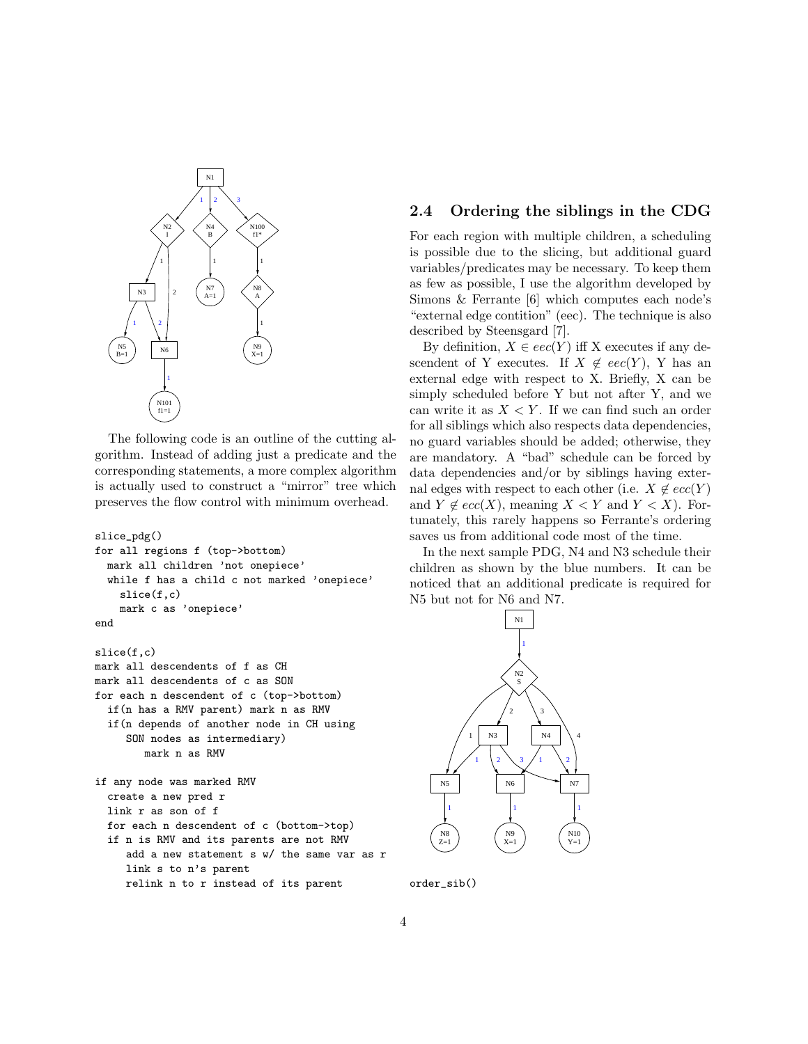The following code is an outline of the cutting algorithm. Instead of adding just a predicate and the corresponding statements, a more complex algorithm is actually used to construct a "mirror" tree which preserves the flow control with minimum overhead.

```
slice_pdg()
for all regions f (top->bottom)
  mark all children 'not onepiece'
  while f has a child c not marked 'onepiece'
    slice(f,c)
    mark c as 'onepiece'
end

slice(f,c)
mark all descendents of f as CH
mark all descendents of c as SON
for each n descendent of c (top->bottom)
  if(n has a RMV parent) mark n as RMV
  if(n depends of another node in CH using
     SON nodes as intermediary)
        mark n as RMV

if any node was marked RMV
  create a new pred r
  link r as son of f
  for each n descendent of c (bottom->top)
  if n is RMV and its parents are not RMV
     add a new statement s w/ the same var as r
     link s to n's parent
     relink n to r instead of its parent
```

## 2.4 Ordering the siblings in the CDG

For each region with multiple children, a scheduling is possible due to the slicing, but additional guard variables/predicates may be necessary. To keep them as few as possible, I use the algorithm developed by Simons & Ferrante [6] which computes each node's "external edge contition" (eec). The technique is also described by Steensgard [7].

By definition, $X \in eec(Y)$ iff X executes if any descendent of Y executes. If $X \notin eec(Y)$, Y has an external edge with respect to X. Briefly, X can be simply scheduled before Y but not after Y, and we can write it as $X < Y$. If we can find such an order for all siblings which also respects data dependencies, no guard variables should be added; otherwise, they are mandatory. A "bad" schedule can be forced by data dependencies and/or by siblings having external edges with respect to each other (i.e. $X \notin ecc(Y)$ and $Y \notin ecc(X)$, meaning $X < Y$ and $Y < X$). Fortunately, this rarely happens so Ferrante's ordering saves us from additional code most of the time.

In the next sample PDG, N4 and N3 schedule their children as shown by the blue numbers. It can be noticed that an additional predicate is required for N5 but not for N6 and N7.

```
order_sib()
```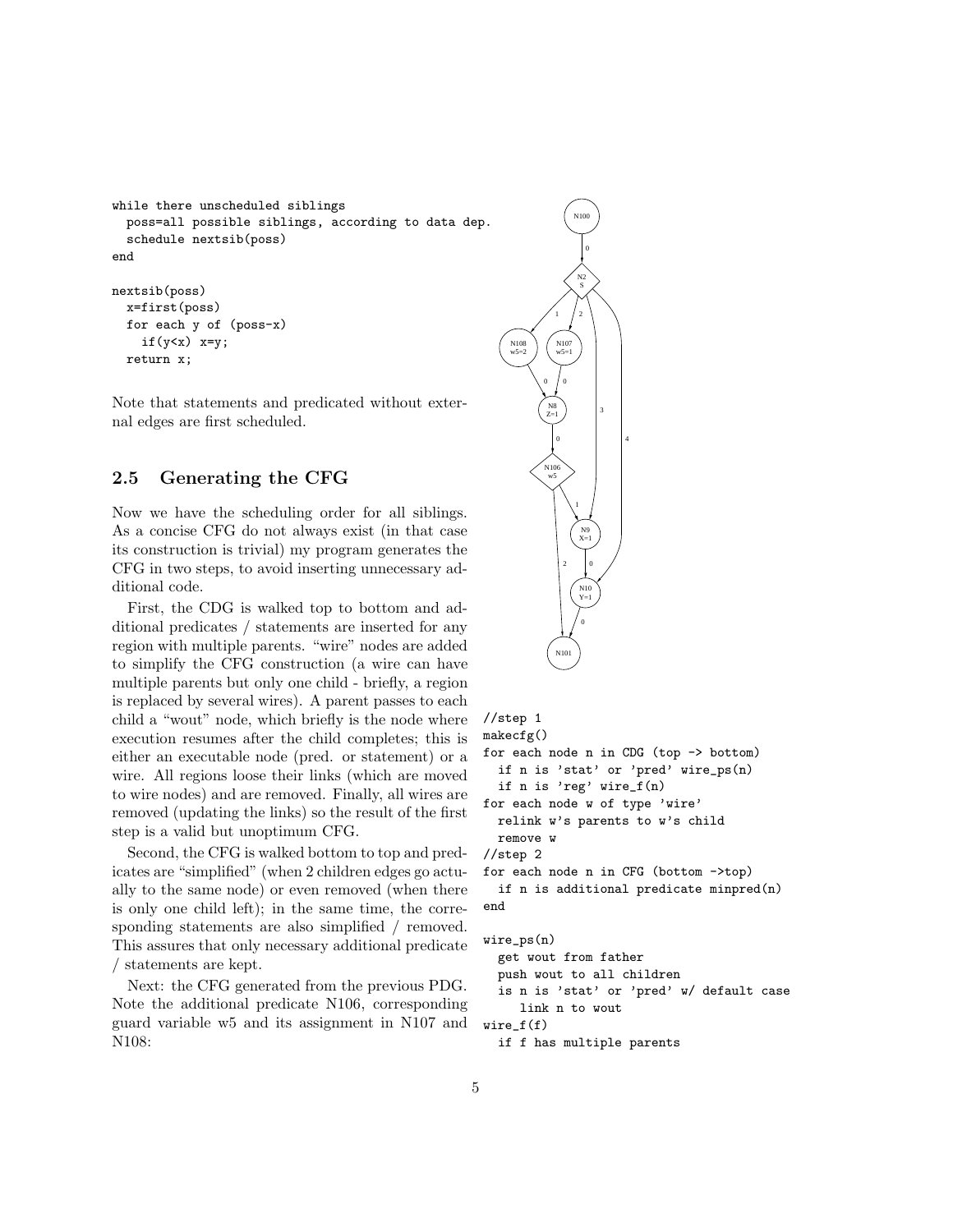```
while there unscheduled siblings
  poss=all possible siblings, according to data dep.
  schedule nextsib(poss)
end

nextsib(poss)
  x=first(poss)
  for each y of (poss-x)
    if(y<x) x=y;
  return x;
```

Note that statements and predicated without external edges are first scheduled.

## 2.5 Generating the CFG

Now we have the scheduling order for all siblings. As a concise CFG do not always exist (in that case its construction is trivial) my program generates the CFG in two steps, to avoid inserting unnecessary additional code.

First, the CDG is walked top to bottom and additional predicates / statements are inserted for any region with multiple parents. "wire" nodes are added to simplify the CFG construction (a wire can have multiple parents but only one child - briefly, a region is replaced by several wires). A parent passes to each child a "wout" node, which briefly is the node where execution resumes after the child completes; this is either an executable node (pred. or statement) or a wire. All regions loose their links (which are moved to wire nodes) and are removed. Finally, all wires are removed (updating the links) so the result of the first step is a valid but unoptimum CFG.

Second, the CFG is walked bottom to top and predicates are "simplified" (when 2 children edges go actually to the same node) or even removed (when there is only one child left); in the same time, the corresponding statements are also simplified / removed. This assures that only necessary additional predicate / statements are kept.

Next: the CFG generated from the previous PDG. Note the additional predicate N106, corresponding guard variable w5 and its assignment in N107 and N108:

```
//step 1
makecfg()
for each node n in CDG (top -> bottom)
  if n is 'stat' or 'pred' wire_ps(n)
  if n is 'reg' wire_f(n)
for each node w of type 'wire'
  relink w's parents to w's child
  remove w
//step 2
for each node n in CFG (bottom ->top)
  if n is additional predicate minpred(n)
end

wire_ps(n)
  get wout from father
  push wout to all children
  is n is 'stat' or 'pred' w/ default case
     link n to wout
wire_f(f)
  if f has multiple parents
```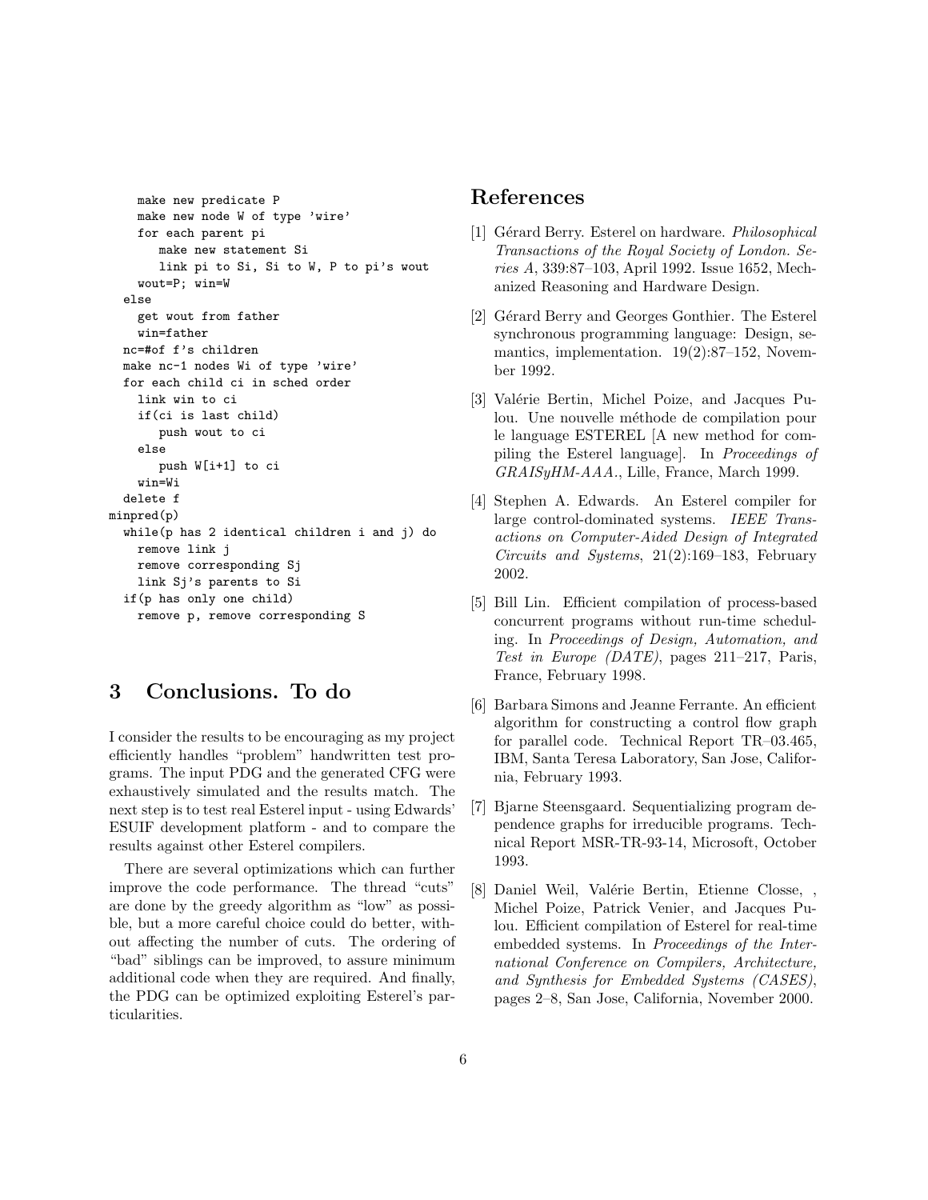```
    make new predicate P
    make new node W of type 'wire'
    for each parent pi
       make new statement Si
       link pi to Si, Si to W, P to pi's wout
    wout=P; win=W
  else
    get wout from father
    win=father
  nc=#of f's children
  make nc-1 nodes Wi of type 'wire'
  for each child ci in sched order
    link win to ci
    if(ci is last child)
       push wout to ci
    else
       push W[i+1] to ci
    win=Wi
  delete f
minpred(p)
  while(p has 2 identical children i and j) do
    remove link j
    remove corresponding Sj
    link Sj's parents to Si
  if(p has only one child)
    remove p, remove corresponding S
```

## 3 Conclusions. To do

I consider the results to be encouraging as my project efficiently handles "problem" handwritten test programs. The input PDG and the generated CFG were exhaustively simulated and the results match. The next step is to test real Esterel input - using Edwards' ESUIF development platform - and to compare the results against other Esterel compilers.

There are several optimizations which can further improve the code performance. The thread "cuts" are done by the greedy algorithm as "low" as possible, but a more careful choice could do better, without affecting the number of cuts. The ordering of "bad" siblings can be improved, to assure minimum additional code when they are required. And finally, the PDG can be optimized exploiting Esterel's particularities.

## References

[1] Gérard Berry. Esterel on hardware. *Philosophical Transactions of the Royal Society of London. Series A*, 339:87–103, April 1992. Issue 1652, Mechanized Reasoning and Hardware Design.

[2] Gérard Berry and Georges Gonthier. The Esterel synchronous programming language: Design, semantics, implementation. 19(2):87–152, November 1992.

[3] Valérie Bertin, Michel Poize, and Jacques Pulou. Une nouvelle méthode de compilation pour le language ESTEREL [A new method for compiling the Esterel language]. In *Proceedings of GRAISyHM-AAA.*, Lille, France, March 1999.

[4] Stephen A. Edwards. An Esterel compiler for large control-dominated systems. *IEEE Transactions on Computer-Aided Design of Integrated Circuits and Systems*, 21(2):169–183, February 2002.

[5] Bill Lin. Efficient compilation of process-based concurrent programs without run-time scheduling. In *Proceedings of Design, Automation, and Test in Europe (DATE)*, pages 211–217, Paris, France, February 1998.

[6] Barbara Simons and Jeanne Ferrante. An efficient algorithm for constructing a control flow graph for parallel code. Technical Report TR–03.465, IBM, Santa Teresa Laboratory, San Jose, California, February 1993.

[7] Bjarne Steensgaard. Sequentializing program dependence graphs for irreducible programs. Technical Report MSR-TR-93-14, Microsoft, October 1993.

[8] Daniel Weil, Valérie Bertin, Etienne Closse, , Michel Poize, Patrick Venier, and Jacques Pulou. Efficient compilation of Esterel for real-time embedded systems. In *Proceedings of the International Conference on Compilers, Architecture, and Synthesis for Embedded Systems (CASES)*, pages 2–8, San Jose, California, November 2000.